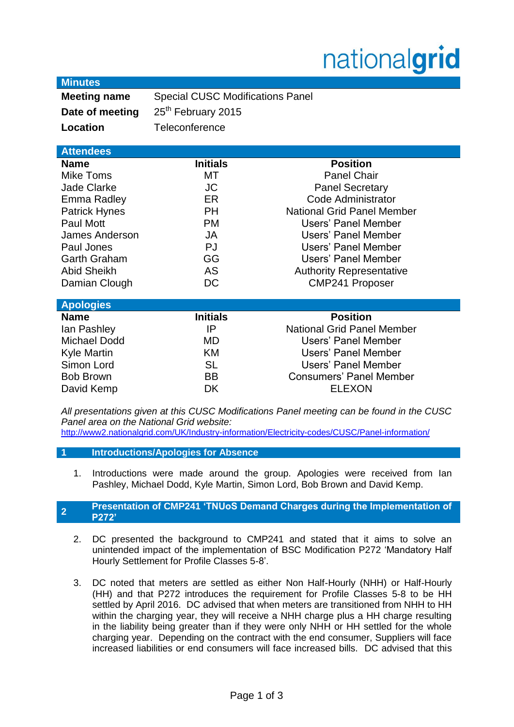nationalgrid

## Minutes

| | |
|---|---|
| **Meeting name** | Special CUSC Modifications Panel |
| **Date of meeting** | 25th February 2015 |
| **Location** | Teleconference |

## Attendees

| Name | Initials | Position |
|---|---|---|
| Mike Toms | MT | Panel Chair |
| Jade Clarke | JC | Panel Secretary |
| Emma Radley | ER | Code Administrator |
| Patrick Hynes | PH | National Grid Panel Member |
| Paul Mott | PM | Users' Panel Member |
| James Anderson | JA | Users' Panel Member |
| Paul Jones | PJ | Users' Panel Member |
| Garth Graham | GG | Users' Panel Member |
| Abid Sheikh | AS | Authority Representative |
| Damian Clough | DC | CMP241 Proposer |

## Apologies

| Name | Initials | Position |
|---|---|---|
| Ian Pashley | IP | National Grid Panel Member |
| Michael Dodd | MD | Users' Panel Member |
| Kyle Martin | KM | Users' Panel Member |
| Simon Lord | SL | Users' Panel Member |
| Bob Brown | BB | Consumers' Panel Member |
| David Kemp | DK | ELEXON |

*All presentations given at this CUSC Modifications Panel meeting can be found in the CUSC Panel area on the National Grid website:*
http://www2.nationalgrid.com/UK/Industry-information/Electricity-codes/CUSC/Panel-information/

## 1 Introductions/Apologies for Absence

1. Introductions were made around the group. Apologies were received from Ian Pashley, Michael Dodd, Kyle Martin, Simon Lord, Bob Brown and David Kemp.

## 2 Presentation of CMP241 'TNUoS Demand Charges during the Implementation of P272'

2. DC presented the background to CMP241 and stated that it aims to solve an unintended impact of the implementation of BSC Modification P272 'Mandatory Half Hourly Settlement for Profile Classes 5-8'.

3. DC noted that meters are settled as either Non Half-Hourly (NHH) or Half-Hourly (HH) and that P272 introduces the requirement for Profile Classes 5-8 to be HH settled by April 2016. DC advised that when meters are transitioned from NHH to HH within the charging year, they will receive a NHH charge plus a HH charge resulting in the liability being greater than if they were only NHH or HH settled for the whole charging year. Depending on the contract with the end consumer, Suppliers will face increased liabilities or end consumers will face increased bills. DC advised that this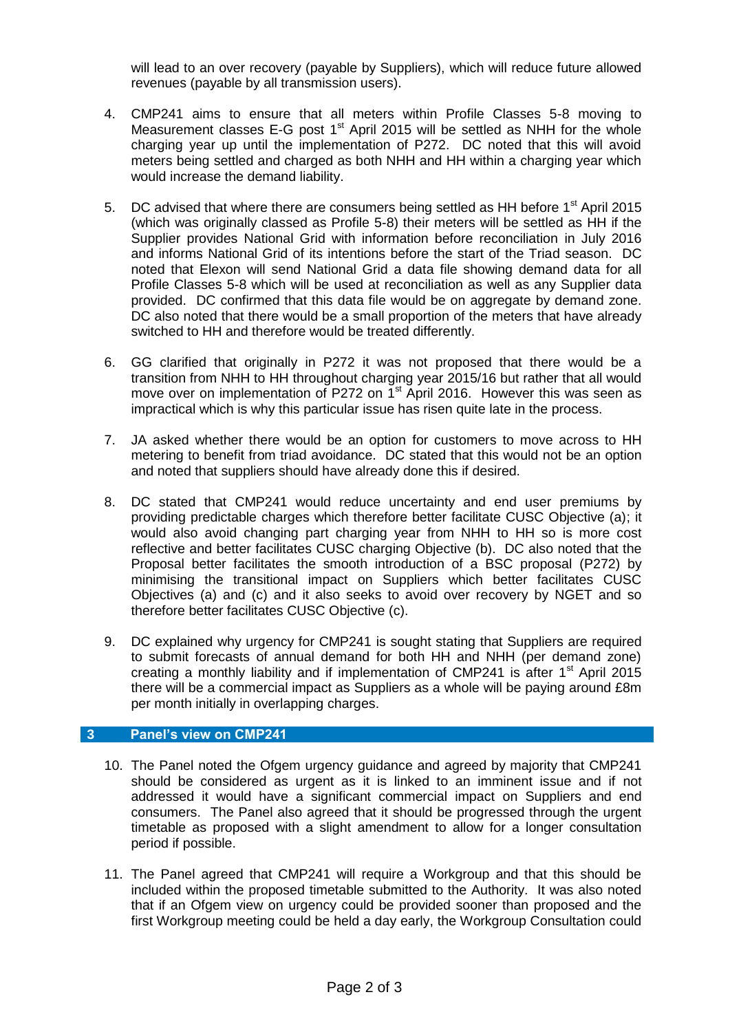will lead to an over recovery (payable by Suppliers), which will reduce future allowed revenues (payable by all transmission users).

4. CMP241 aims to ensure that all meters within Profile Classes 5-8 moving to Measurement classes E-G post 1st April 2015 will be settled as NHH for the whole charging year up until the implementation of P272. DC noted that this will avoid meters being settled and charged as both NHH and HH within a charging year which would increase the demand liability.

5. DC advised that where there are consumers being settled as HH before 1st April 2015 (which was originally classed as Profile 5-8) their meters will be settled as HH if the Supplier provides National Grid with information before reconciliation in July 2016 and informs National Grid of its intentions before the start of the Triad season. DC noted that Elexon will send National Grid a data file showing demand data for all Profile Classes 5-8 which will be used at reconciliation as well as any Supplier data provided. DC confirmed that this data file would be on aggregate by demand zone. DC also noted that there would be a small proportion of the meters that have already switched to HH and therefore would be treated differently.

6. GG clarified that originally in P272 it was not proposed that there would be a transition from NHH to HH throughout charging year 2015/16 but rather that all would move over on implementation of P272 on 1st April 2016. However this was seen as impractical which is why this particular issue has risen quite late in the process.

7. JA asked whether there would be an option for customers to move across to HH metering to benefit from triad avoidance. DC stated that this would not be an option and noted that suppliers should have already done this if desired.

8. DC stated that CMP241 would reduce uncertainty and end user premiums by providing predictable charges which therefore better facilitate CUSC Objective (a); it would also avoid changing part charging year from NHH to HH so is more cost reflective and better facilitates CUSC charging Objective (b). DC also noted that the Proposal better facilitates the smooth introduction of a BSC proposal (P272) by minimising the transitional impact on Suppliers which better facilitates CUSC Objectives (a) and (c) and it also seeks to avoid over recovery by NGET and so therefore better facilitates CUSC Objective (c).

9. DC explained why urgency for CMP241 is sought stating that Suppliers are required to submit forecasts of annual demand for both HH and NHH (per demand zone) creating a monthly liability and if implementation of CMP241 is after 1st April 2015 there will be a commercial impact as Suppliers as a whole will be paying around £8m per month initially in overlapping charges.

## 3 Panel's view on CMP241

10. The Panel noted the Ofgem urgency guidance and agreed by majority that CMP241 should be considered as urgent as it is linked to an imminent issue and if not addressed it would have a significant commercial impact on Suppliers and end consumers. The Panel also agreed that it should be progressed through the urgent timetable as proposed with a slight amendment to allow for a longer consultation period if possible.

11. The Panel agreed that CMP241 will require a Workgroup and that this should be included within the proposed timetable submitted to the Authority. It was also noted that if an Ofgem view on urgency could be provided sooner than proposed and the first Workgroup meeting could be held a day early, the Workgroup Consultation could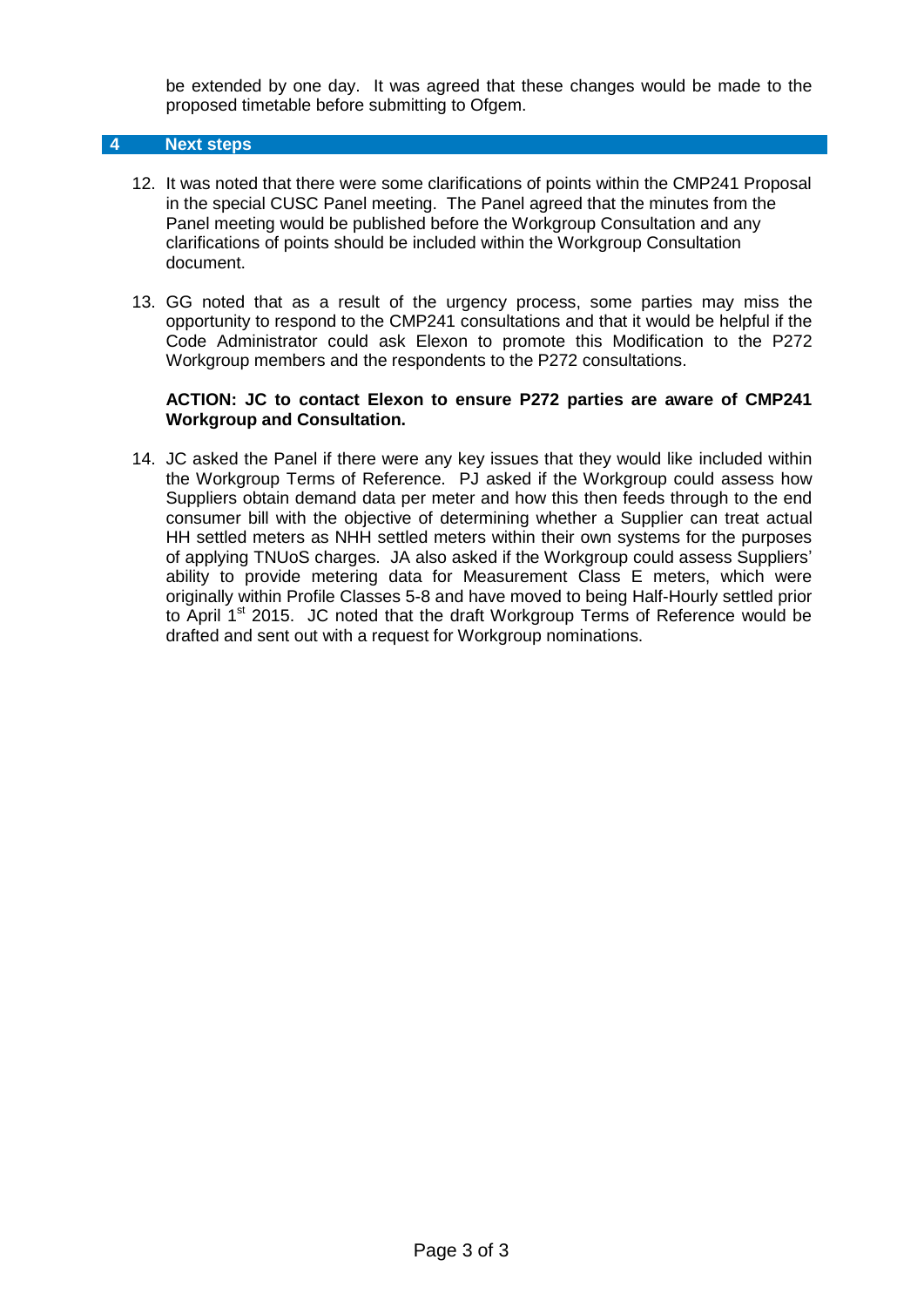be extended by one day. It was agreed that these changes would be made to the proposed timetable before submitting to Ofgem.

## 4 Next steps

12. It was noted that there were some clarifications of points within the CMP241 Proposal in the special CUSC Panel meeting. The Panel agreed that the minutes from the Panel meeting would be published before the Workgroup Consultation and any clarifications of points should be included within the Workgroup Consultation document.

13. GG noted that as a result of the urgency process, some parties may miss the opportunity to respond to the CMP241 consultations and that it would be helpful if the Code Administrator could ask Elexon to promote this Modification to the P272 Workgroup members and the respondents to the P272 consultations.

    **ACTION: JC to contact Elexon to ensure P272 parties are aware of CMP241 Workgroup and Consultation.**

14. JC asked the Panel if there were any key issues that they would like included within the Workgroup Terms of Reference. PJ asked if the Workgroup could assess how Suppliers obtain demand data per meter and how this then feeds through to the end consumer bill with the objective of determining whether a Supplier can treat actual HH settled meters as NHH settled meters within their own systems for the purposes of applying TNUoS charges. JA also asked if the Workgroup could assess Suppliers' ability to provide metering data for Measurement Class E meters, which were originally within Profile Classes 5-8 and have moved to being Half-Hourly settled prior to April 1st 2015. JC noted that the draft Workgroup Terms of Reference would be drafted and sent out with a request for Workgroup nominations.